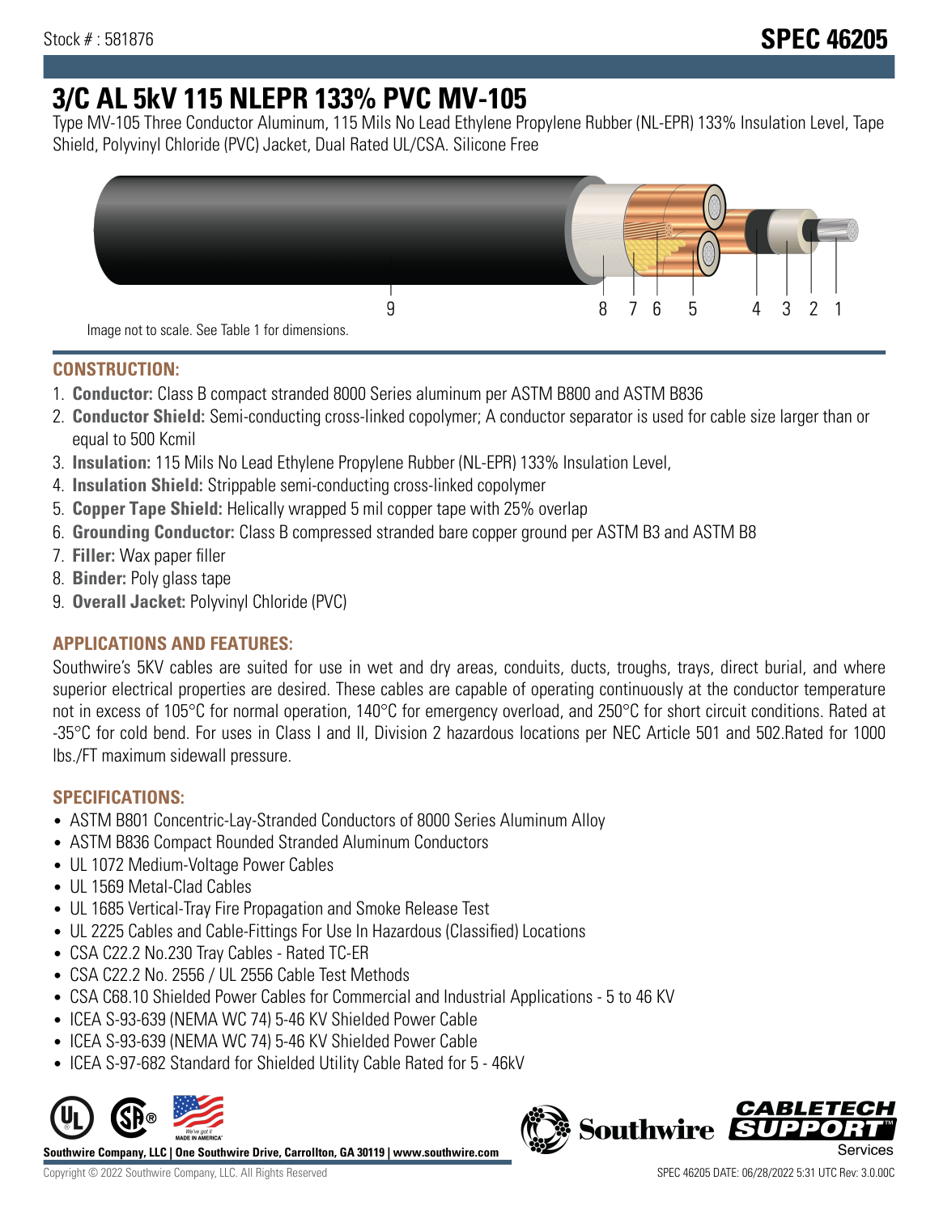Stock # : 581876

**SPEC 46205**

# 3/C AL 5kV 115 NLEPR 133% PVC MV-105

Type MV-105 Three Conductor Aluminum, 115 Mils No Lead Ethylene Propylene Rubber (NL-EPR) 133% Insulation Level, Tape Shield, Polyvinyl Chloride (PVC) Jacket, Dual Rated UL/CSA. Silicone Free

9 8 7 6 5 4 3 2 1

Image not to scale. See Table 1 for dimensions.

## CONSTRUCTION:

1. **Conductor:** Class B compact stranded 8000 Series aluminum per ASTM B800 and ASTM B836
2. **Conductor Shield:** Semi-conducting cross-linked copolymer; A conductor separator is used for cable size larger than or equal to 500 Kcmil
3. **Insulation:** 115 Mils No Lead Ethylene Propylene Rubber (NL-EPR) 133% Insulation Level,
4. **Insulation Shield:** Strippable semi-conducting cross-linked copolymer
5. **Copper Tape Shield:** Helically wrapped 5 mil copper tape with 25% overlap
6. **Grounding Conductor:** Class B compressed stranded bare copper ground per ASTM B3 and ASTM B8
7. **Filler:** Wax paper filler
8. **Binder:** Poly glass tape
9. **Overall Jacket:** Polyvinyl Chloride (PVC)

## APPLICATIONS AND FEATURES:

Southwire's 5KV cables are suited for use in wet and dry areas, conduits, ducts, troughs, trays, direct burial, and where superior electrical properties are desired. These cables are capable of operating continuously at the conductor temperature not in excess of 105°C for normal operation, 140°C for emergency overload, and 250°C for short circuit conditions. Rated at -35°C for cold bend. For uses in Class I and II, Division 2 hazardous locations per NEC Article 501 and 502.Rated for 1000 lbs./FT maximum sidewall pressure.

## SPECIFICATIONS:

- ASTM B801 Concentric-Lay-Stranded Conductors of 8000 Series Aluminum Alloy
- ASTM B836 Compact Rounded Stranded Aluminum Conductors
- UL 1072 Medium-Voltage Power Cables
- UL 1569 Metal-Clad Cables
- UL 1685 Vertical-Tray Fire Propagation and Smoke Release Test
- UL 2225 Cables and Cable-Fittings For Use In Hazardous (Classified) Locations
- CSA C22.2 No.230 Tray Cables - Rated TC-ER
- CSA C22.2 No. 2556 / UL 2556 Cable Test Methods
- CSA C68.10 Shielded Power Cables for Commercial and Industrial Applications - 5 to 46 KV
- ICEA S-93-639 (NEMA WC 74) 5-46 KV Shielded Power Cable
- ICEA S-93-639 (NEMA WC 74) 5-46 KV Shielded Power Cable
- ICEA S-97-682 Standard for Shielded Utility Cable Rated for 5 - 46kV

Southwire Company, LLC | One Southwire Drive, Carrollton, GA 30119 | www.southwire.com

Copyright © 2022 Southwire Company, LLC. All Rights Reserved

SPEC 46205 DATE: 06/28/2022 5:31 UTC Rev: 3.0.00C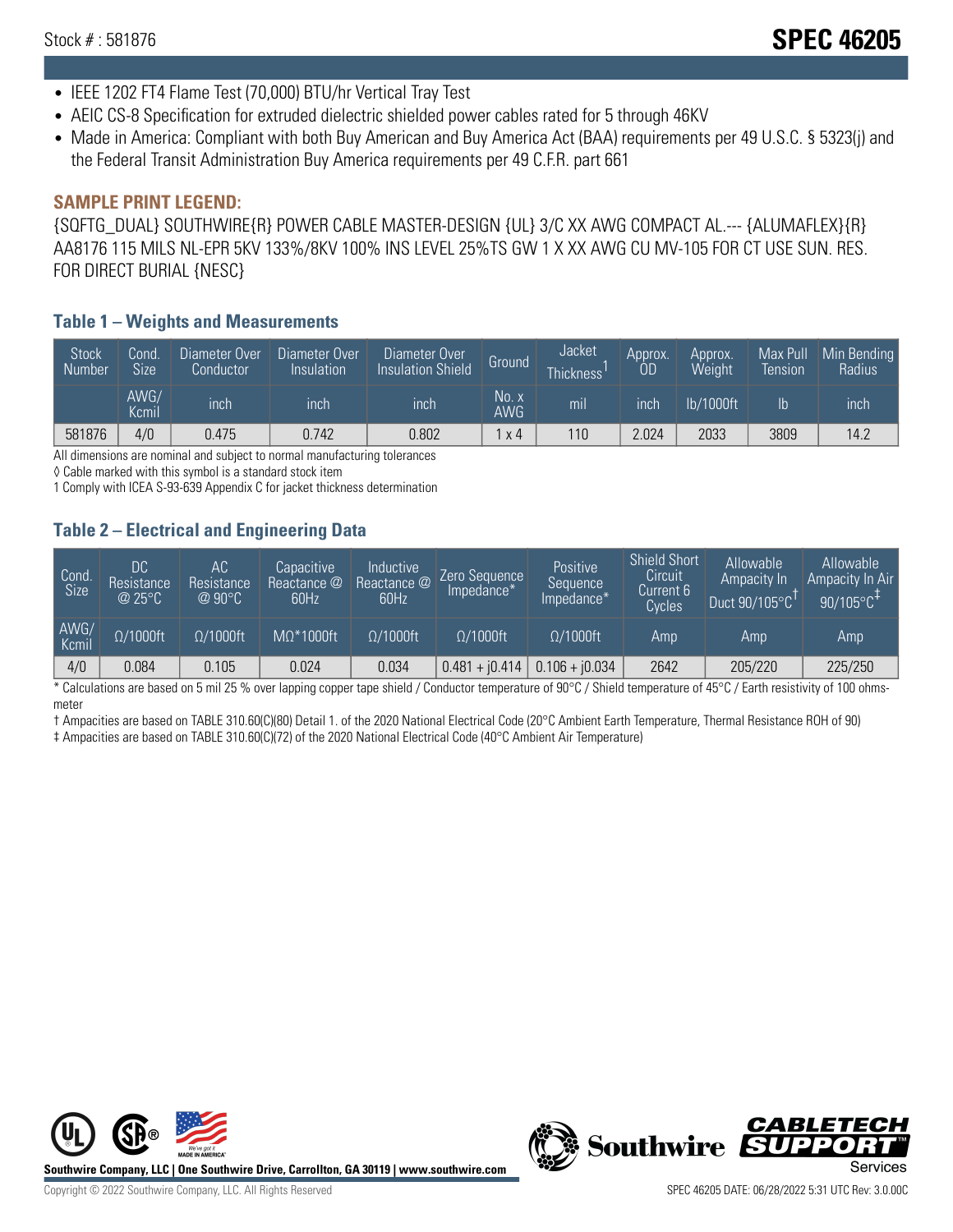- IEEE 1202 FT4 Flame Test (70,000) BTU/hr Vertical Tray Test
- AEIC CS-8 Specification for extruded dielectric shielded power cables rated for 5 through 46KV
- Made in America: Compliant with both Buy American and Buy America Act (BAA) requirements per 49 U.S.C. § 5323(j) and the Federal Transit Administration Buy America requirements per 49 C.F.R. part 661

## SAMPLE PRINT LEGEND:

{SQFTG_DUAL} SOUTHWIRE{R} POWER CABLE MASTER-DESIGN {UL} 3/C XX AWG COMPACT AL.--- {ALUMAFLEX}{R} AA8176 115 MILS NL-EPR 5KV 133%/8KV 100% INS LEVEL 25%TS GW 1 X XX AWG CU MV-105 FOR CT USE SUN. RES. FOR DIRECT BURIAL {NESC}

### Table 1 – Weights and Measurements

| Stock Number | Cond. Size | Diameter Over Conductor | Diameter Over Insulation | Diameter Over Insulation Shield | Ground | Jacket Thickness[1] | Approx. OD | Approx. Weight | Max Pull Tension | Min Bending Radius |
|---|---|---|---|---|---|---|---|---|---|---|
| | AWG/ Kcmil | inch | inch | inch | No. x AWG | mil | inch | lb/1000ft | lb | inch |
| 581876 | 4/0 | 0.475 | 0.742 | 0.802 | 1 x 4 | 110 | 2.024 | 2033 | 3809 | 14.2 |

All dimensions are nominal and subject to normal manufacturing tolerances

◊ Cable marked with this symbol is a standard stock item

1 Comply with ICEA S-93-639 Appendix C for jacket thickness determination

### Table 2 – Electrical and Engineering Data

| Cond. Size | DC Resistance @ 25°C | AC Resistance @ 90°C | Capacitive Reactance @ 60Hz | Inductive Reactance @ 60Hz | Zero Sequence Impedance* | Positive Sequence Impedance* | Shield Short Circuit Current 6 Cycles | Allowable Ampacity In Duct 90/105°C† | Allowable Ampacity In Air 90/105°C‡ |
|---|---|---|---|---|---|---|---|---|---|
| AWG/ Kcmil | Ω/1000ft | Ω/1000ft | MΩ*1000ft | Ω/1000ft | Ω/1000ft | Ω/1000ft | Amp | Amp | Amp |
| 4/0 | 0.084 | 0.105 | 0.024 | 0.034 | 0.481 + j0.414 | 0.106 + j0.034 | 2642 | 205/220 | 225/250 |

* Calculations are based on 5 mil 25 % over lapping copper tape shield / Conductor temperature of 90°C / Shield temperature of 45°C / Earth resistivity of 100 ohms-meter

† Ampacities are based on TABLE 310.60(C)(80) Detail 1. of the 2020 National Electrical Code (20°C Ambient Earth Temperature, Thermal Resistance ROH of 90)

‡ Ampacities are based on TABLE 310.60(C)(72) of the 2020 National Electrical Code (40°C Ambient Air Temperature)

Southwire Company, LLC | One Southwire Drive, Carrollton, GA 30119 | www.southwire.com

Copyright © 2022 Southwire Company, LLC. All Rights Reserved

SPEC 46205 DATE: 06/28/2022 5:31 UTC Rev: 3.0.00C